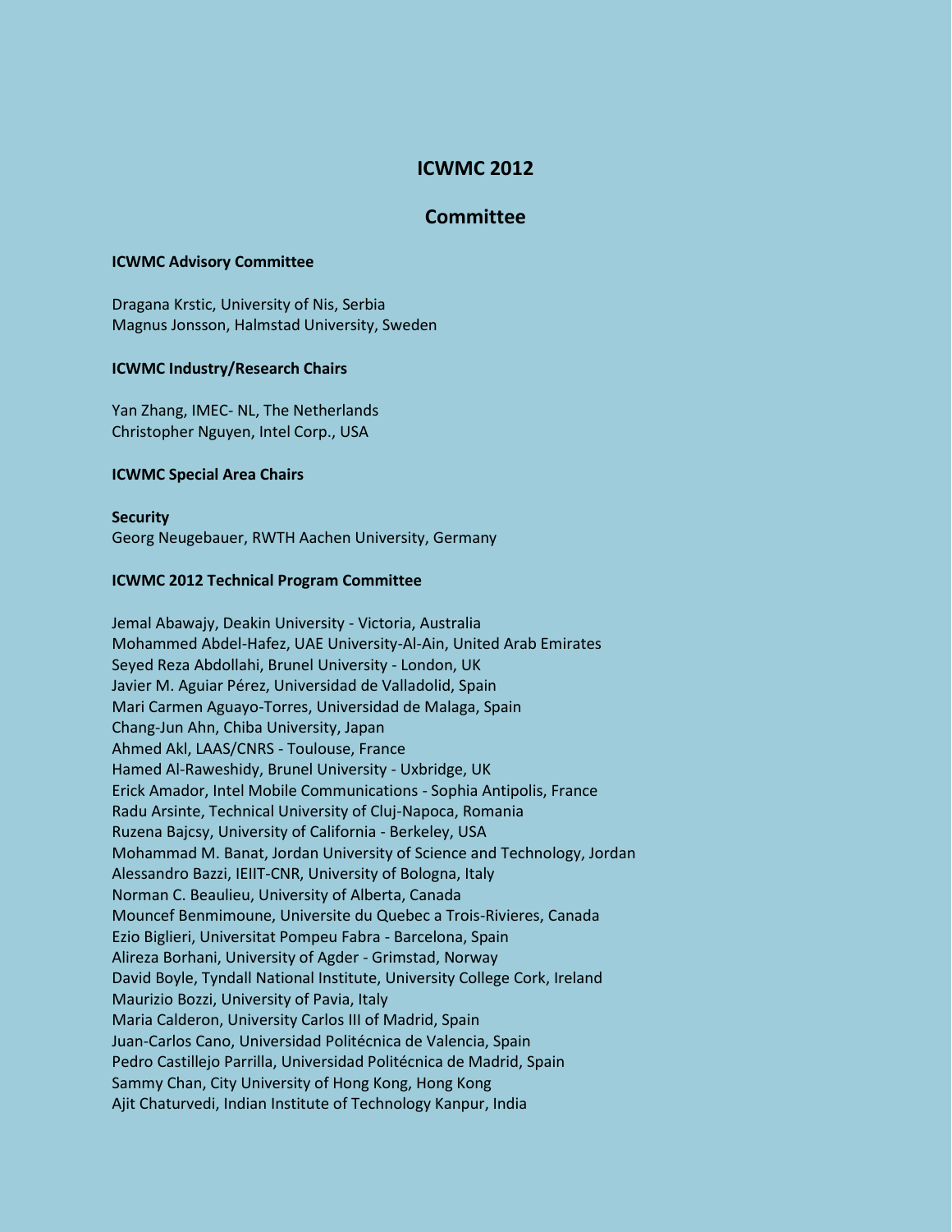# ICWMC 2012

## Committee

### ICWMC Advisory Committee

Dragana Krstic, University of Nis, Serbia
Magnus Jonsson, Halmstad University, Sweden

### ICWMC Industry/Research Chairs

Yan Zhang, IMEC- NL, The Netherlands
Christopher Nguyen, Intel Corp., USA

### ICWMC Special Area Chairs

**Security**
Georg Neugebauer, RWTH Aachen University, Germany

### ICWMC 2012 Technical Program Committee

Jemal Abawajy, Deakin University - Victoria, Australia
Mohammed Abdel-Hafez, UAE University-Al-Ain, United Arab Emirates
Seyed Reza Abdollahi, Brunel University - London, UK
Javier M. Aguiar Pérez, Universidad de Valladolid, Spain
Mari Carmen Aguayo-Torres, Universidad de Malaga, Spain
Chang-Jun Ahn, Chiba University, Japan
Ahmed Akl, LAAS/CNRS - Toulouse, France
Hamed Al-Raweshidy, Brunel University - Uxbridge, UK
Erick Amador, Intel Mobile Communications - Sophia Antipolis, France
Radu Arsinte, Technical University of Cluj-Napoca, Romania
Ruzena Bajcsy, University of California - Berkeley, USA
Mohammad M. Banat, Jordan University of Science and Technology, Jordan
Alessandro Bazzi, IEIIT-CNR, University of Bologna, Italy
Norman C. Beaulieu, University of Alberta, Canada
Mouncef Benmimoune, Universite du Quebec a Trois-Rivieres, Canada
Ezio Biglieri, Universitat Pompeu Fabra - Barcelona, Spain
Alireza Borhani, University of Agder - Grimstad, Norway
David Boyle, Tyndall National Institute, University College Cork, Ireland
Maurizio Bozzi, University of Pavia, Italy
Maria Calderon, University Carlos III of Madrid, Spain
Juan-Carlos Cano, Universidad Politécnica de Valencia, Spain
Pedro Castillejo Parrilla, Universidad Politécnica de Madrid, Spain
Sammy Chan, City University of Hong Kong, Hong Kong
Ajit Chaturvedi, Indian Institute of Technology Kanpur, India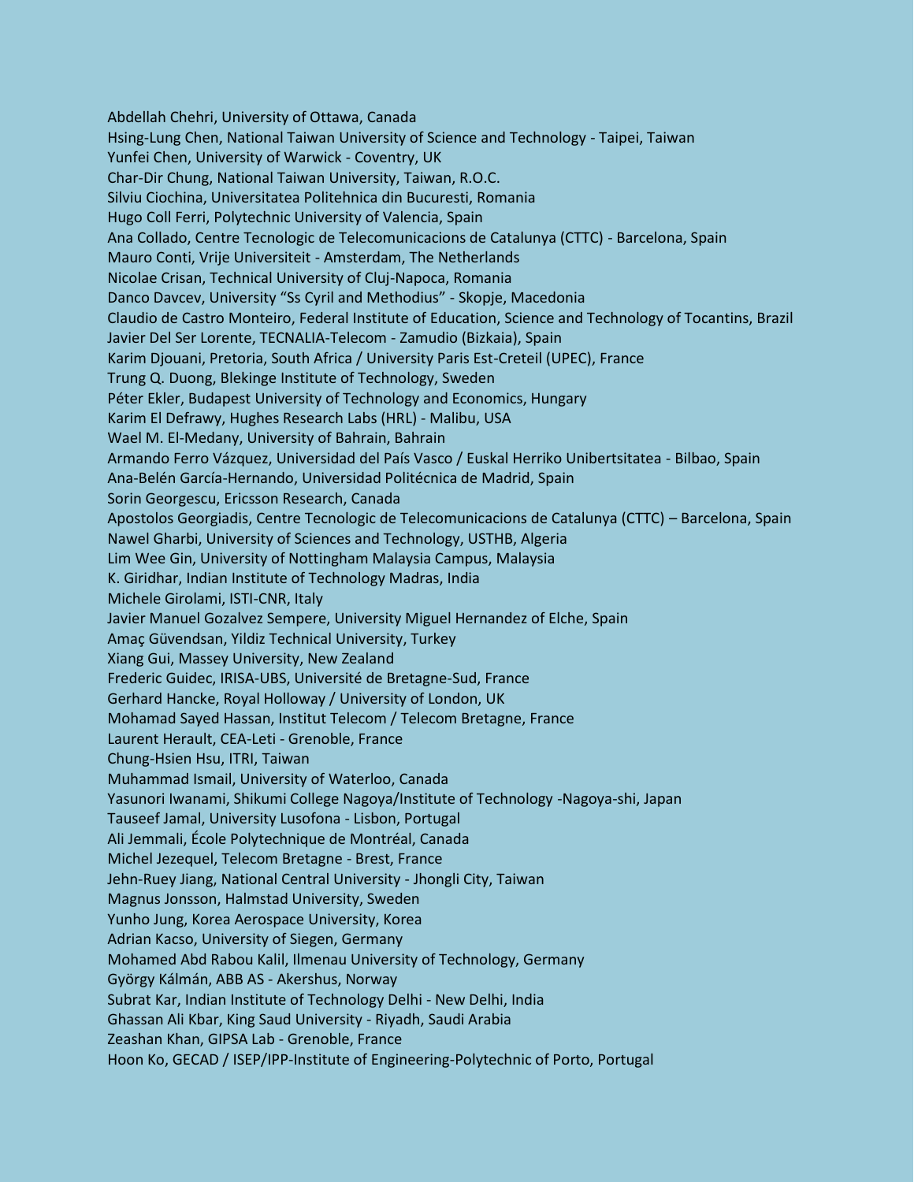Abdellah Chehri, University of Ottawa, Canada
Hsing-Lung Chen, National Taiwan University of Science and Technology - Taipei, Taiwan
Yunfei Chen, University of Warwick - Coventry, UK
Char-Dir Chung, National Taiwan University, Taiwan, R.O.C.
Silviu Ciochina, Universitatea Politehnica din Bucuresti, Romania
Hugo Coll Ferri, Polytechnic University of Valencia, Spain
Ana Collado, Centre Tecnologic de Telecomunicacions de Catalunya (CTTC) - Barcelona, Spain
Mauro Conti, Vrije Universiteit - Amsterdam, The Netherlands
Nicolae Crisan, Technical University of Cluj-Napoca, Romania
Danco Davcev, University “Ss Cyril and Methodius” - Skopje, Macedonia
Claudio de Castro Monteiro, Federal Institute of Education, Science and Technology of Tocantins, Brazil
Javier Del Ser Lorente, TECNALIA-Telecom - Zamudio (Bizkaia), Spain
Karim Djouani, Pretoria, South Africa / University Paris Est-Creteil (UPEC), France
Trung Q. Duong, Blekinge Institute of Technology, Sweden
Péter Ekler, Budapest University of Technology and Economics, Hungary
Karim El Defrawy, Hughes Research Labs (HRL) - Malibu, USA
Wael M. El-Medany, University of Bahrain, Bahrain
Armando Ferro Vázquez, Universidad del País Vasco / Euskal Herriko Unibertsitatea - Bilbao, Spain
Ana-Belén García-Hernando, Universidad Politécnica de Madrid, Spain
Sorin Georgescu, Ericsson Research, Canada
Apostolos Georgiadis, Centre Tecnologic de Telecomunicacions de Catalunya (CTTC) – Barcelona, Spain
Nawel Gharbi, University of Sciences and Technology, USTHB, Algeria
Lim Wee Gin, University of Nottingham Malaysia Campus, Malaysia
K. Giridhar, Indian Institute of Technology Madras, India
Michele Girolami, ISTI-CNR, Italy
Javier Manuel Gozalvez Sempere, University Miguel Hernandez of Elche, Spain
Amaç Güvendsan, Yildiz Technical University, Turkey
Xiang Gui, Massey University, New Zealand
Frederic Guidec, IRISA-UBS, Université de Bretagne-Sud, France
Gerhard Hancke, Royal Holloway / University of London, UK
Mohamad Sayed Hassan, Institut Telecom / Telecom Bretagne, France
Laurent Herault, CEA-Leti - Grenoble, France
Chung-Hsien Hsu, ITRI, Taiwan
Muhammad Ismail, University of Waterloo, Canada
Yasunori Iwanami, Shikumi College Nagoya/Institute of Technology -Nagoya-shi, Japan
Tauseef Jamal, University Lusofona - Lisbon, Portugal
Ali Jemmali, École Polytechnique de Montréal, Canada
Michel Jezequel, Telecom Bretagne - Brest, France
Jehn-Ruey Jiang, National Central University - Jhongli City, Taiwan
Magnus Jonsson, Halmstad University, Sweden
Yunho Jung, Korea Aerospace University, Korea
Adrian Kacso, University of Siegen, Germany
Mohamed Abd Rabou Kalil, Ilmenau University of Technology, Germany
György Kálmán, ABB AS - Akershus, Norway
Subrat Kar, Indian Institute of Technology Delhi - New Delhi, India
Ghassan Ali Kbar, King Saud University - Riyadh, Saudi Arabia
Zeashan Khan, GIPSA Lab - Grenoble, France
Hoon Ko, GECAD / ISEP/IPP-Institute of Engineering-Polytechnic of Porto, Portugal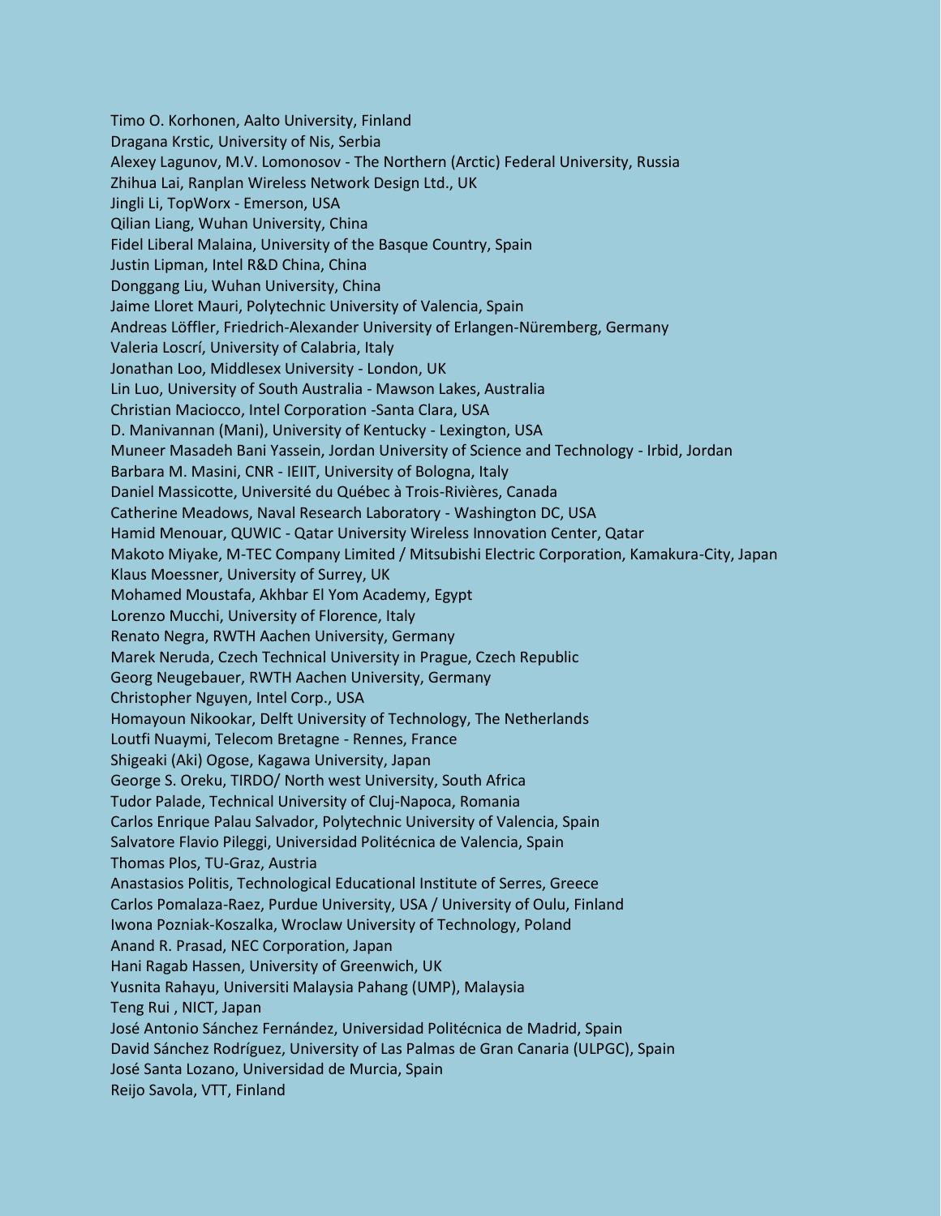Timo O. Korhonen, Aalto University, Finland
Dragana Krstic, University of Nis, Serbia
Alexey Lagunov, M.V. Lomonosov - The Northern (Arctic) Federal University, Russia
Zhihua Lai, Ranplan Wireless Network Design Ltd., UK
Jingli Li, TopWorx - Emerson, USA
Qilian Liang, Wuhan University, China
Fidel Liberal Malaina, University of the Basque Country, Spain
Justin Lipman, Intel R&D China, China
Donggang Liu, Wuhan University, China
Jaime Lloret Mauri, Polytechnic University of Valencia, Spain
Andreas Löffler, Friedrich-Alexander University of Erlangen-Nüremberg, Germany
Valeria Loscrí, University of Calabria, Italy
Jonathan Loo, Middlesex University - London, UK
Lin Luo, University of South Australia - Mawson Lakes, Australia
Christian Maciocco, Intel Corporation -Santa Clara, USA
D. Manivannan (Mani), University of Kentucky - Lexington, USA
Muneer Masadeh Bani Yassein, Jordan University of Science and Technology - Irbid, Jordan
Barbara M. Masini, CNR - IEIIT, University of Bologna, Italy
Daniel Massicotte, Université du Québec à Trois-Rivières, Canada
Catherine Meadows, Naval Research Laboratory - Washington DC, USA
Hamid Menouar, QUWIC - Qatar University Wireless Innovation Center, Qatar
Makoto Miyake, M-TEC Company Limited / Mitsubishi Electric Corporation, Kamakura-City, Japan
Klaus Moessner, University of Surrey, UK
Mohamed Moustafa, Akhbar El Yom Academy, Egypt
Lorenzo Mucchi, University of Florence, Italy
Renato Negra, RWTH Aachen University, Germany
Marek Neruda, Czech Technical University in Prague, Czech Republic
Georg Neugebauer, RWTH Aachen University, Germany
Christopher Nguyen, Intel Corp., USA
Homayoun Nikookar, Delft University of Technology, The Netherlands
Loutfi Nuaymi, Telecom Bretagne - Rennes, France
Shigeaki (Aki) Ogose, Kagawa University, Japan
George S. Oreku, TIRDO/ North west University, South Africa
Tudor Palade, Technical University of Cluj-Napoca, Romania
Carlos Enrique Palau Salvador, Polytechnic University of Valencia, Spain
Salvatore Flavio Pileggi, Universidad Politécnica de Valencia, Spain
Thomas Plos, TU-Graz, Austria
Anastasios Politis, Technological Educational Institute of Serres, Greece
Carlos Pomalaza-Raez, Purdue University, USA / University of Oulu, Finland
Iwona Pozniak-Koszalka, Wroclaw University of Technology, Poland
Anand R. Prasad, NEC Corporation, Japan
Hani Ragab Hassen, University of Greenwich, UK
Yusnita Rahayu, Universiti Malaysia Pahang (UMP), Malaysia
Teng Rui , NICT, Japan
José Antonio Sánchez Fernández, Universidad Politécnica de Madrid, Spain
David Sánchez Rodríguez, University of Las Palmas de Gran Canaria (ULPGC), Spain
José Santa Lozano, Universidad de Murcia, Spain
Reijo Savola, VTT, Finland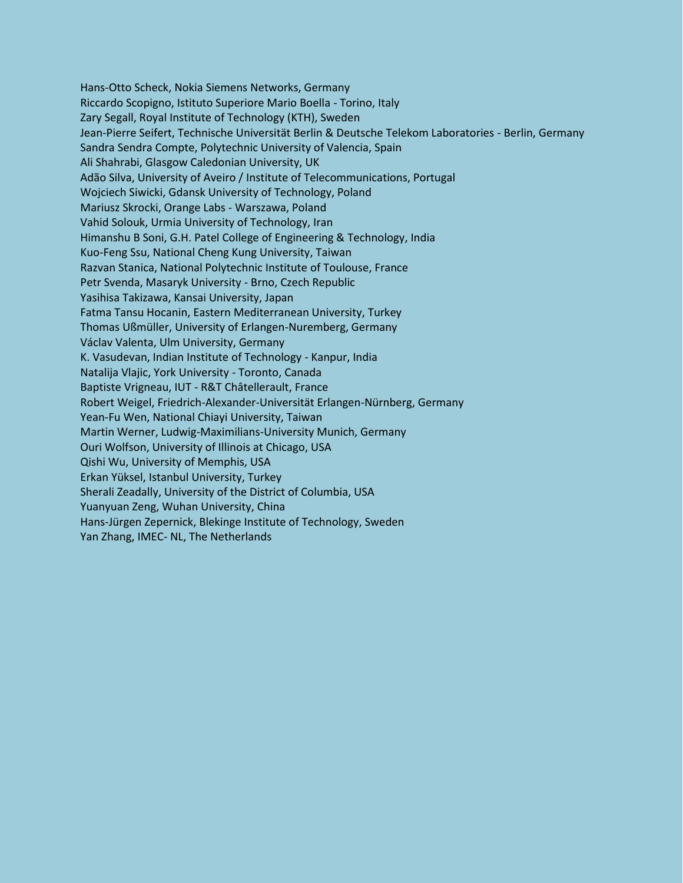Hans-Otto Scheck, Nokia Siemens Networks, Germany
Riccardo Scopigno, Istituto Superiore Mario Boella - Torino, Italy
Zary Segall, Royal Institute of Technology (KTH), Sweden
Jean-Pierre Seifert, Technische Universität Berlin & Deutsche Telekom Laboratories - Berlin, Germany
Sandra Sendra Compte, Polytechnic University of Valencia, Spain
Ali Shahrabi, Glasgow Caledonian University, UK
Adão Silva, University of Aveiro / Institute of Telecommunications, Portugal
Wojciech Siwicki, Gdansk University of Technology, Poland
Mariusz Skrocki, Orange Labs - Warszawa, Poland
Vahid Solouk, Urmia University of Technology, Iran
Himanshu B Soni, G.H. Patel College of Engineering & Technology, India
Kuo-Feng Ssu, National Cheng Kung University, Taiwan
Razvan Stanica, National Polytechnic Institute of Toulouse, France
Petr Svenda, Masaryk University - Brno, Czech Republic
Yasihisa Takizawa, Kansai University, Japan
Fatma Tansu Hocanin, Eastern Mediterranean University, Turkey
Thomas Ußmüller, University of Erlangen-Nuremberg, Germany
Václav Valenta, Ulm University, Germany
K. Vasudevan, Indian Institute of Technology - Kanpur, India
Natalija Vlajic, York University - Toronto, Canada
Baptiste Vrigneau, IUT - R&T Châtellerault, France
Robert Weigel, Friedrich-Alexander-Universität Erlangen-Nürnberg, Germany
Yean-Fu Wen, National Chiayi University, Taiwan
Martin Werner, Ludwig-Maximilians-University Munich, Germany
Ouri Wolfson, University of Illinois at Chicago, USA
Qishi Wu, University of Memphis, USA
Erkan Yüksel, Istanbul University, Turkey
Sherali Zeadally, University of the District of Columbia, USA
Yuanyuan Zeng, Wuhan University, China
Hans-Jürgen Zepernick, Blekinge Institute of Technology, Sweden
Yan Zhang, IMEC- NL, The Netherlands